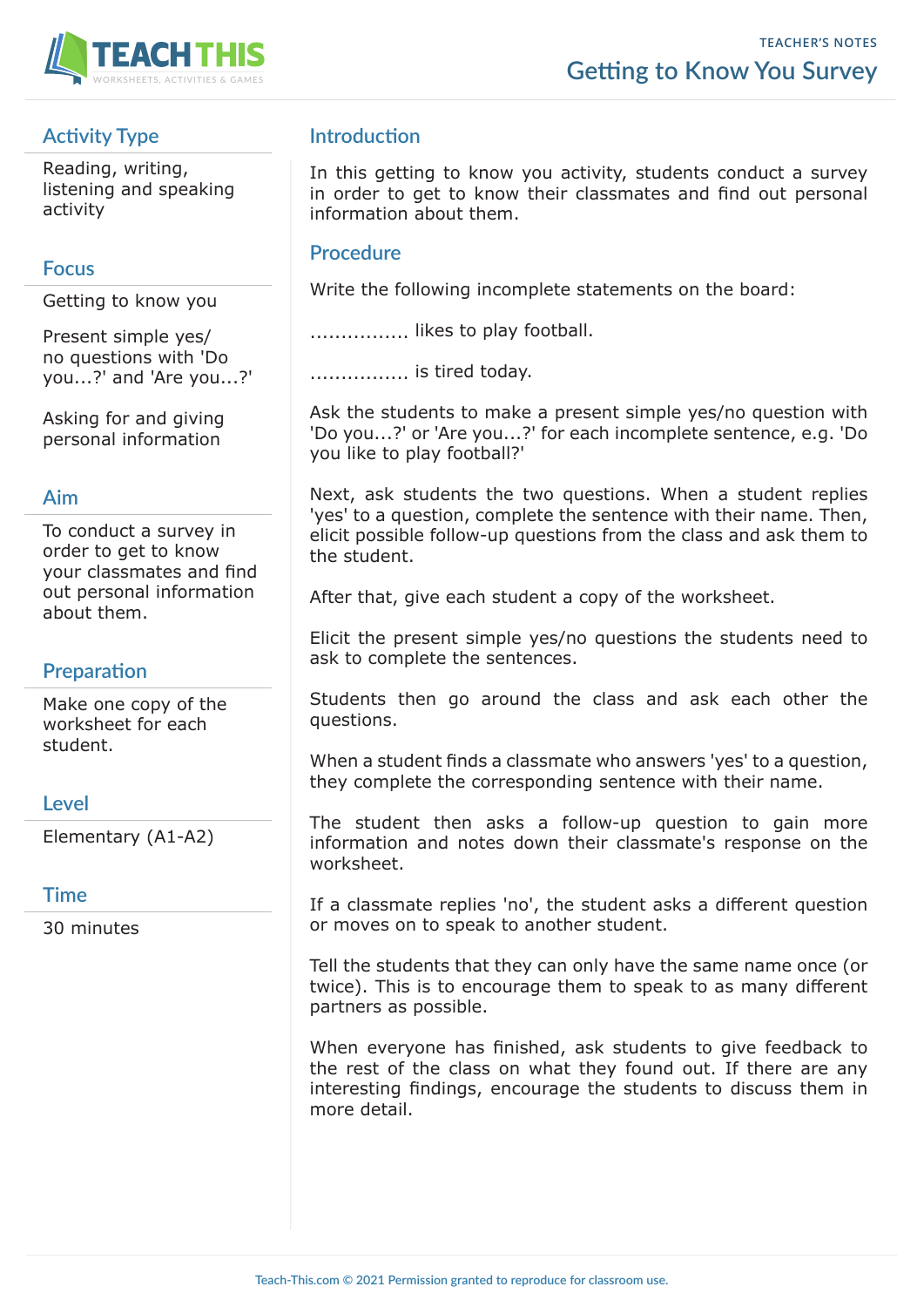# Getting to Know You Survey

TEACHER'S NOTES

## Activity Type

Reading, writing, listening and speaking activity

## Focus

Getting to know you

Present simple yes/no questions with 'Do you...?' and 'Are you...?'

Asking for and giving personal information

## Aim

To conduct a survey in order to get to know your classmates and find out personal information about them.

## Preparation

Make one copy of the worksheet for each student.

## Level

Elementary (A1-A2)

## Time

30 minutes

## Introduction

In this getting to know you activity, students conduct a survey in order to get to know their classmates and find out personal information about them.

## Procedure

Write the following incomplete statements on the board:

................ likes to play football.

................ is tired today.

Ask the students to make a present simple yes/no question with 'Do you...?' or 'Are you...?' for each incomplete sentence, e.g. 'Do you like to play football?'

Next, ask students the two questions. When a student replies 'yes' to a question, complete the sentence with their name. Then, elicit possible follow-up questions from the class and ask them to the student.

After that, give each student a copy of the worksheet.

Elicit the present simple yes/no questions the students need to ask to complete the sentences.

Students then go around the class and ask each other the questions.

When a student finds a classmate who answers 'yes' to a question, they complete the corresponding sentence with their name.

The student then asks a follow-up question to gain more information and notes down their classmate's response on the worksheet.

If a classmate replies 'no', the student asks a different question or moves on to speak to another student.

Tell the students that they can only have the same name once (or twice). This is to encourage them to speak to as many different partners as possible.

When everyone has finished, ask students to give feedback to the rest of the class on what they found out. If there are any interesting findings, encourage the students to discuss them in more detail.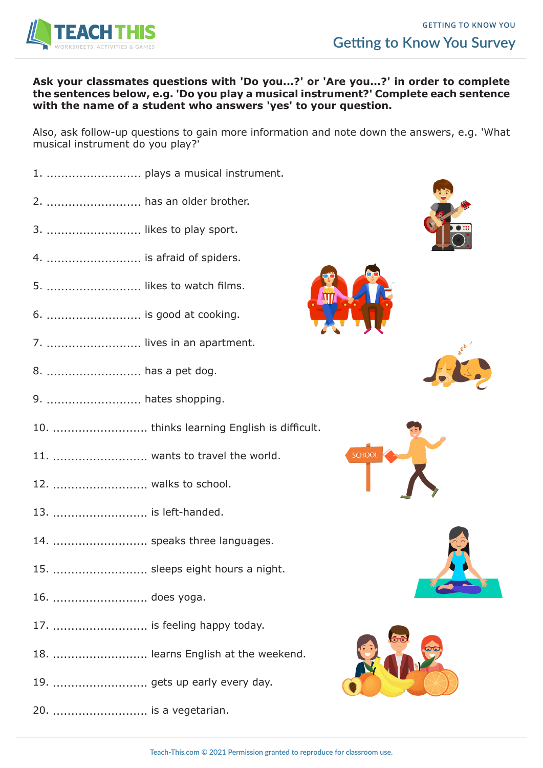# Getting to Know You Survey

**Ask your classmates questions with 'Do you...?' or 'Are you...?' in order to complete the sentences below, e.g. 'Do you play a musical instrument?' Complete each sentence with the name of a student who answers 'yes' to your question.**

Also, ask follow-up questions to gain more information and note down the answers, e.g. 'What musical instrument do you play?'

1. .......................... plays a musical instrument.
2. .......................... has an older brother.
3. .......................... likes to play sport.
4. .......................... is afraid of spiders.
5. .......................... likes to watch films.
6. .......................... is good at cooking.
7. .......................... lives in an apartment.
8. .......................... has a pet dog.
9. .......................... hates shopping.
10. .......................... thinks learning English is difficult.
11. .......................... wants to travel the world.
12. .......................... walks to school.
13. .......................... is left-handed.
14. .......................... speaks three languages.
15. .......................... sleeps eight hours a night.
16. .......................... does yoga.
17. .......................... is feeling happy today.
18. .......................... learns English at the weekend.
19. .......................... gets up early every day.
20. .......................... is a vegetarian.